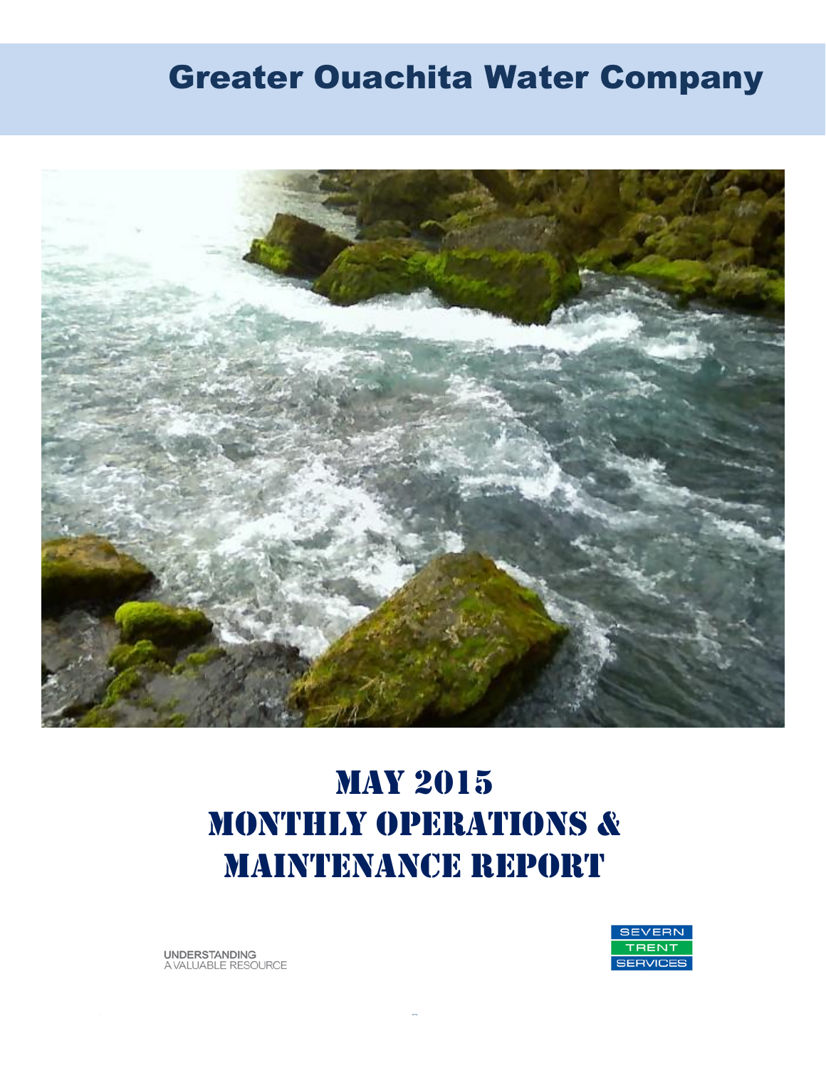# Greater Ouachita Water Company

# MAY 2015
# MONTHLY OPERATIONS & MAINTENANCE REPORT

UNDERSTANDING
A VALUABLE RESOURCE

SEVERN
TRENT
SERVICES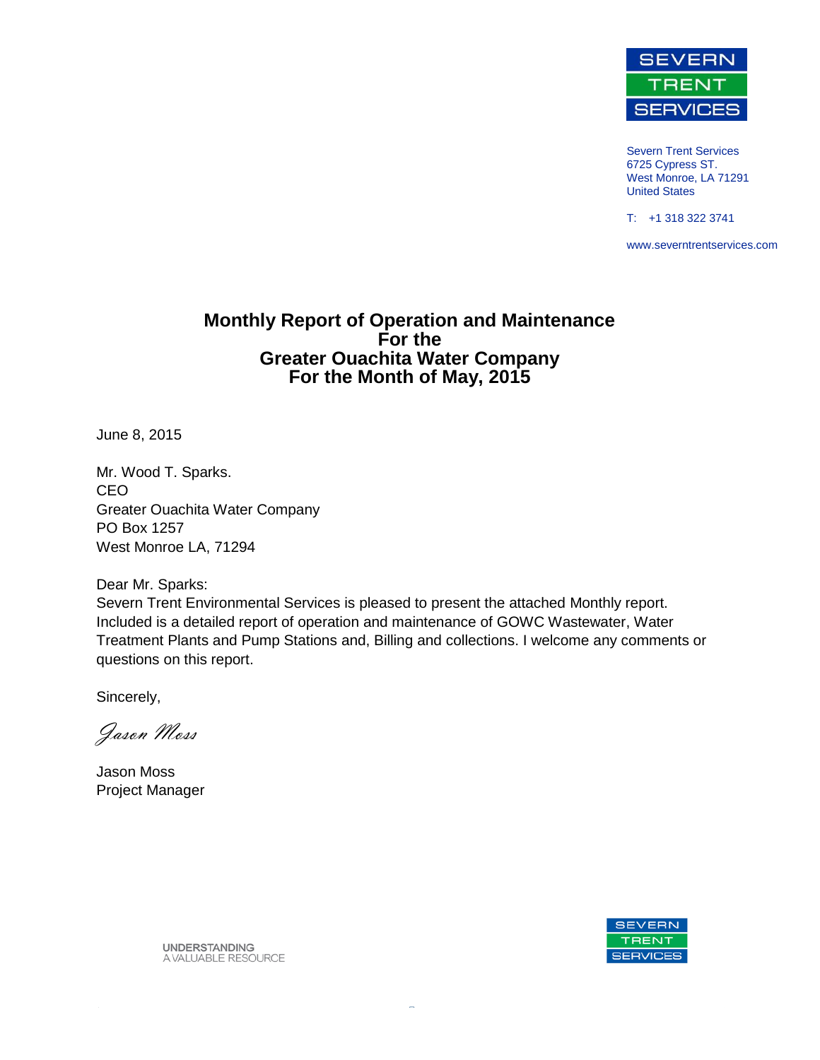Severn Trent Services
6725 Cypress ST.
West Monroe, LA 71291
United States

T: +1 318 322 3741

www.severntrentservices.com

# Monthly Report of Operation and Maintenance For the Greater Ouachita Water Company For the Month of May, 2015

June 8, 2015

Mr. Wood T. Sparks.
CEO
Greater Ouachita Water Company
PO Box 1257
West Monroe LA, 71294

Dear Mr. Sparks:
Severn Trent Environmental Services is pleased to present the attached Monthly report. Included is a detailed report of operation and maintenance of GOWC Wastewater, Water Treatment Plants and Pump Stations and, Billing and collections. I welcome any comments or questions on this report.

Sincerely,

*Jason Moss*

Jason Moss
Project Manager

UNDERSTANDING
A VALUABLE RESOURCE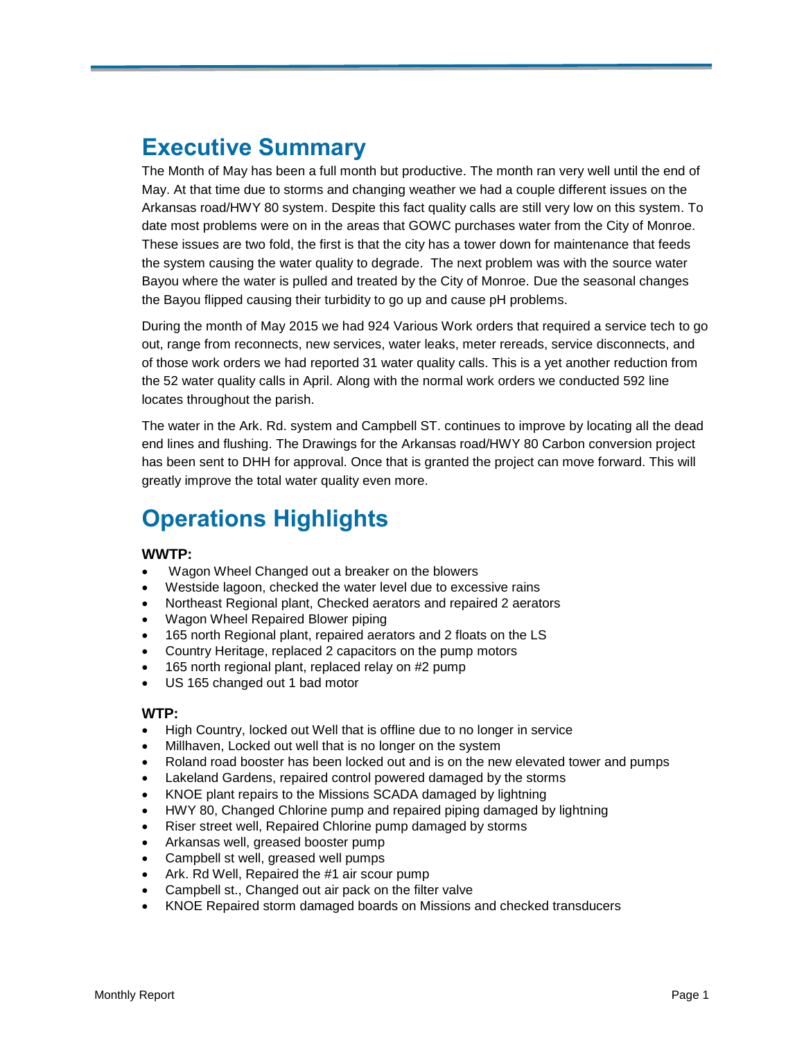# Executive Summary

The Month of May has been a full month but productive. The month ran very well until the end of May. At that time due to storms and changing weather we had a couple different issues on the Arkansas road/HWY 80 system. Despite this fact quality calls are still very low on this system. To date most problems were on in the areas that GOWC purchases water from the City of Monroe. These issues are two fold, the first is that the city has a tower down for maintenance that feeds the system causing the water quality to degrade. The next problem was with the source water Bayou where the water is pulled and treated by the City of Monroe. Due the seasonal changes the Bayou flipped causing their turbidity to go up and cause pH problems.

During the month of May 2015 we had 924 Various Work orders that required a service tech to go out, range from reconnects, new services, water leaks, meter rereads, service disconnects, and of those work orders we had reported 31 water quality calls. This is a yet another reduction from the 52 water quality calls in April. Along with the normal work orders we conducted 592 line locates throughout the parish.

The water in the Ark. Rd. system and Campbell ST. continues to improve by locating all the dead end lines and flushing. The Drawings for the Arkansas road/HWY 80 Carbon conversion project has been sent to DHH for approval. Once that is granted the project can move forward. This will greatly improve the total water quality even more.

# Operations Highlights

### WWTP:

- Wagon Wheel Changed out a breaker on the blowers
- Westside lagoon, checked the water level due to excessive rains
- Northeast Regional plant, Checked aerators and repaired 2 aerators
- Wagon Wheel Repaired Blower piping
- 165 north Regional plant, repaired aerators and 2 floats on the LS
- Country Heritage, replaced 2 capacitors on the pump motors
- 165 north regional plant, replaced relay on #2 pump
- US 165 changed out 1 bad motor

### WTP:

- High Country, locked out Well that is offline due to no longer in service
- Millhaven, Locked out well that is no longer on the system
- Roland road booster has been locked out and is on the new elevated tower and pumps
- Lakeland Gardens, repaired control powered damaged by the storms
- KNOE plant repairs to the Missions SCADA damaged by lightning
- HWY 80, Changed Chlorine pump and repaired piping damaged by lightning
- Riser street well, Repaired Chlorine pump damaged by storms
- Arkansas well, greased booster pump
- Campbell st well, greased well pumps
- Ark. Rd Well, Repaired the #1 air scour pump
- Campbell st., Changed out air pack on the filter valve
- KNOE Repaired storm damaged boards on Missions and checked transducers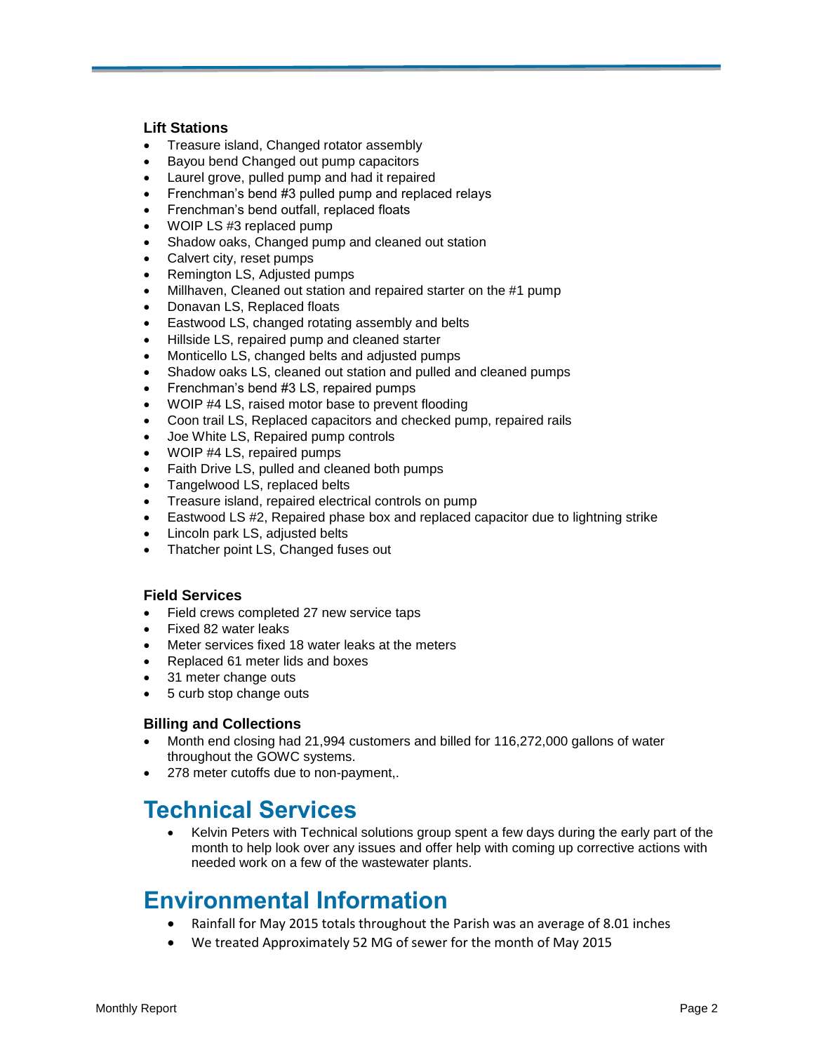### Lift Stations

- Treasure island, Changed rotator assembly
- Bayou bend Changed out pump capacitors
- Laurel grove, pulled pump and had it repaired
- Frenchman's bend #3 pulled pump and replaced relays
- Frenchman's bend outfall, replaced floats
- WOIP LS #3 replaced pump
- Shadow oaks, Changed pump and cleaned out station
- Calvert city, reset pumps
- Remington LS, Adjusted pumps
- Millhaven, Cleaned out station and repaired starter on the #1 pump
- Donavan LS, Replaced floats
- Eastwood LS, changed rotating assembly and belts
- Hillside LS, repaired pump and cleaned starter
- Monticello LS, changed belts and adjusted pumps
- Shadow oaks LS, cleaned out station and pulled and cleaned pumps
- Frenchman's bend #3 LS, repaired pumps
- WOIP #4 LS, raised motor base to prevent flooding
- Coon trail LS, Replaced capacitors and checked pump, repaired rails
- Joe White LS, Repaired pump controls
- WOIP #4 LS, repaired pumps
- Faith Drive LS, pulled and cleaned both pumps
- Tangelwood LS, replaced belts
- Treasure island, repaired electrical controls on pump
- Eastwood LS #2, Repaired phase box and replaced capacitor due to lightning strike
- Lincoln park LS, adjusted belts
- Thatcher point LS, Changed fuses out

### Field Services

- Field crews completed 27 new service taps
- Fixed 82 water leaks
- Meter services fixed 18 water leaks at the meters
- Replaced 61 meter lids and boxes
- 31 meter change outs
- 5 curb stop change outs

### Billing and Collections

- Month end closing had 21,994 customers and billed for 116,272,000 gallons of water throughout the GOWC systems.
- 278 meter cutoffs due to non-payment,.

## Technical Services

- Kelvin Peters with Technical solutions group spent a few days during the early part of the month to help look over any issues and offer help with coming up corrective actions with needed work on a few of the wastewater plants.

## Environmental Information

- Rainfall for May 2015 totals throughout the Parish was an average of 8.01 inches
- We treated Approximately 52 MG of sewer for the month of May 2015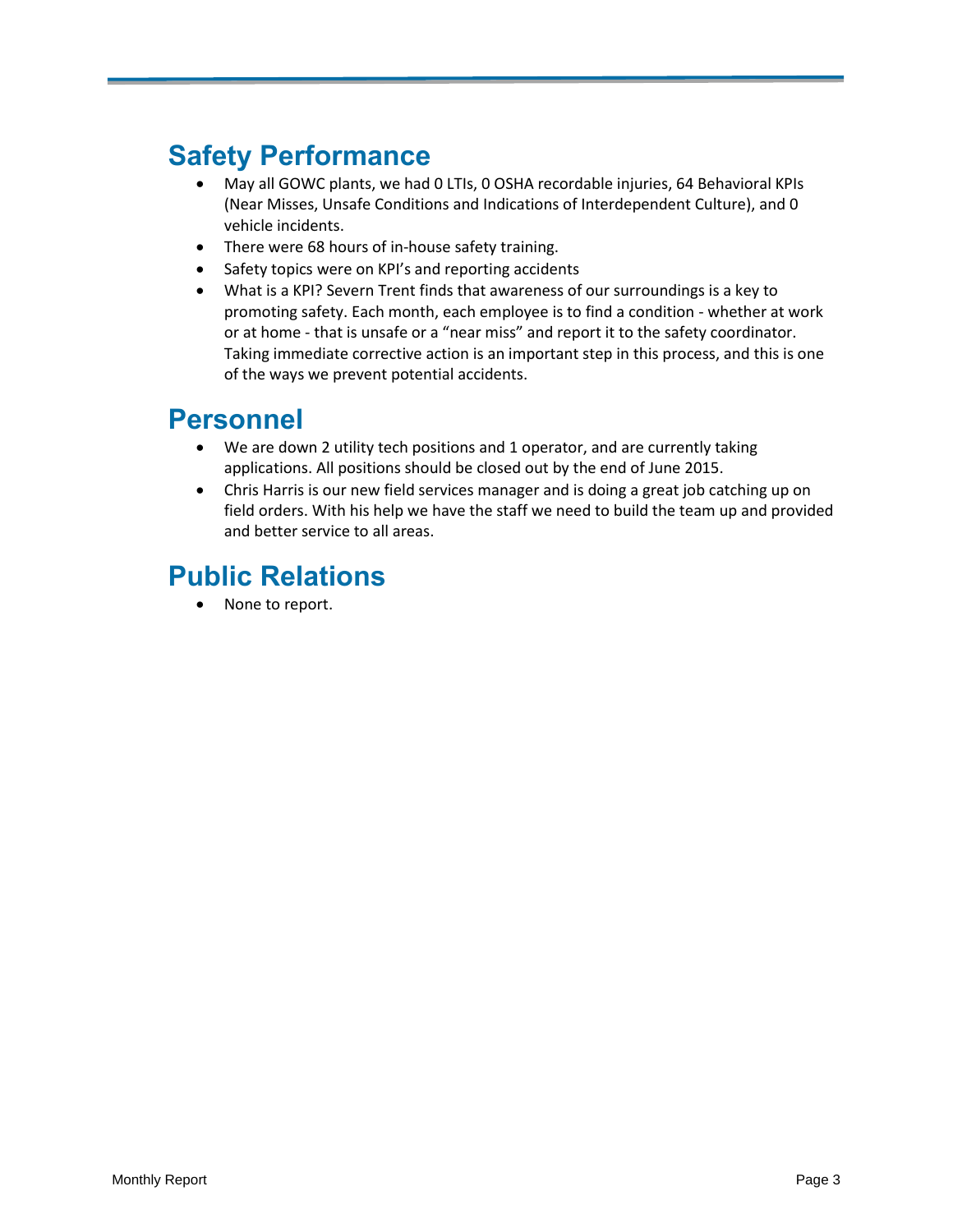## Safety Performance

- May all GOWC plants, we had 0 LTIs, 0 OSHA recordable injuries, 64 Behavioral KPIs (Near Misses, Unsafe Conditions and Indications of Interdependent Culture), and 0 vehicle incidents.
- There were 68 hours of in-house safety training.
- Safety topics were on KPI's and reporting accidents
- What is a KPI? Severn Trent finds that awareness of our surroundings is a key to promoting safety. Each month, each employee is to find a condition - whether at work or at home - that is unsafe or a "near miss" and report it to the safety coordinator. Taking immediate corrective action is an important step in this process, and this is one of the ways we prevent potential accidents.

## Personnel

- We are down 2 utility tech positions and 1 operator, and are currently taking applications. All positions should be closed out by the end of June 2015.
- Chris Harris is our new field services manager and is doing a great job catching up on field orders. With his help we have the staff we need to build the team up and provided and better service to all areas.

## Public Relations

- None to report.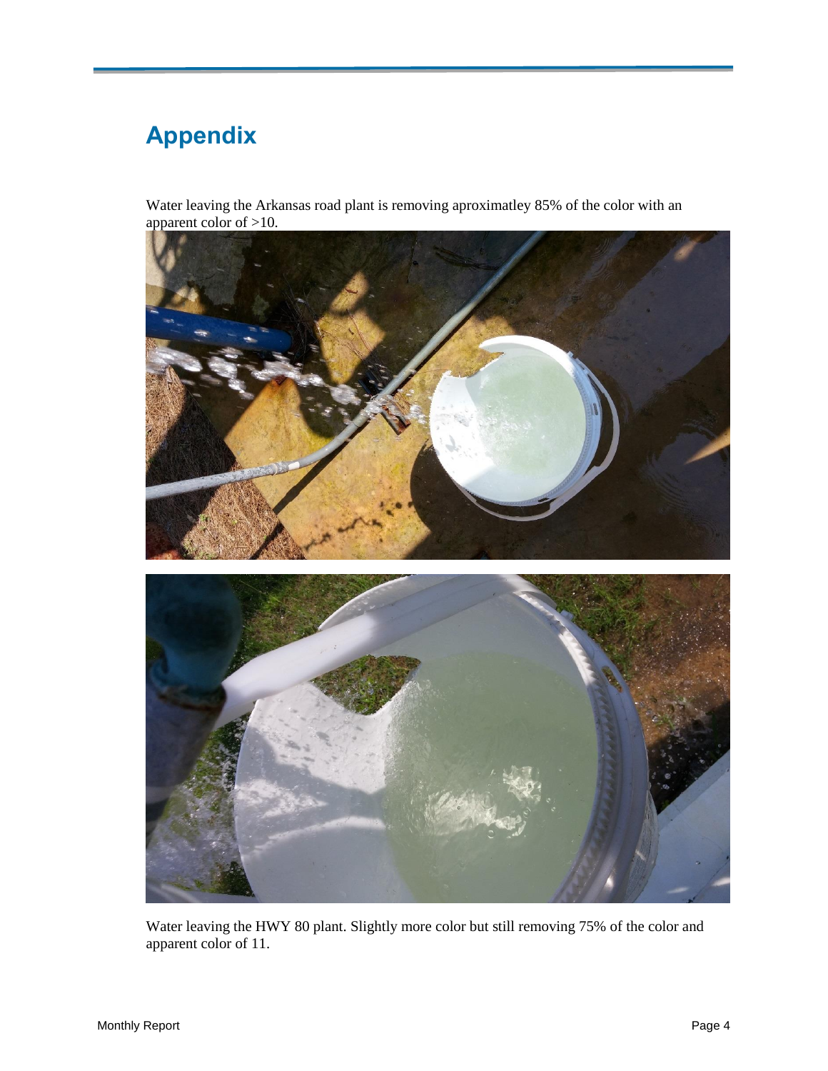# Appendix

Water leaving the Arkansas road plant is removing aproximatley 85% of the color with an apparent color of >10.

Water leaving the HWY 80 plant. Slightly more color but still removing 75% of the color and apparent color of 11.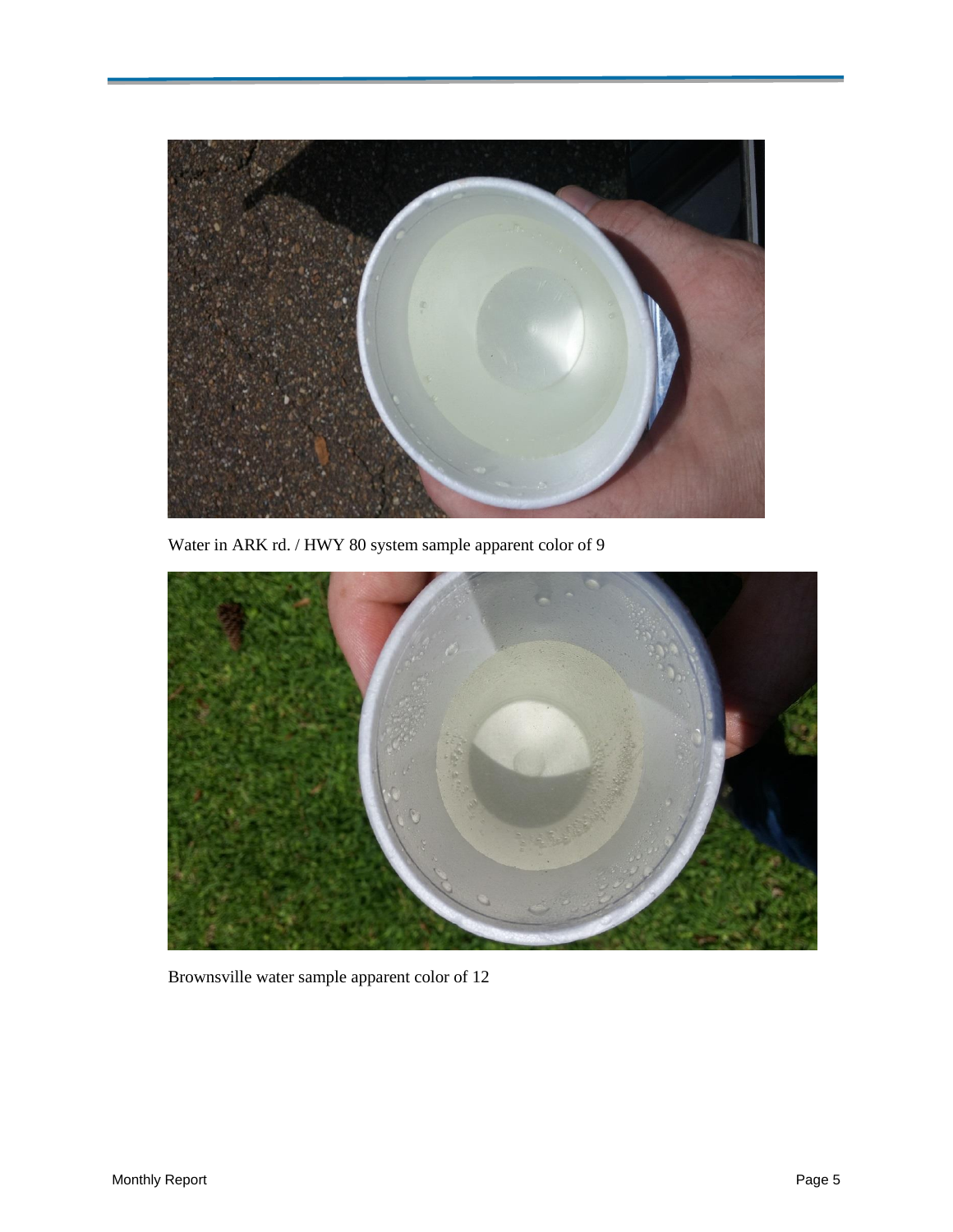Water in ARK rd. / HWY 80 system sample apparent color of 9

Brownsville water sample apparent color of 12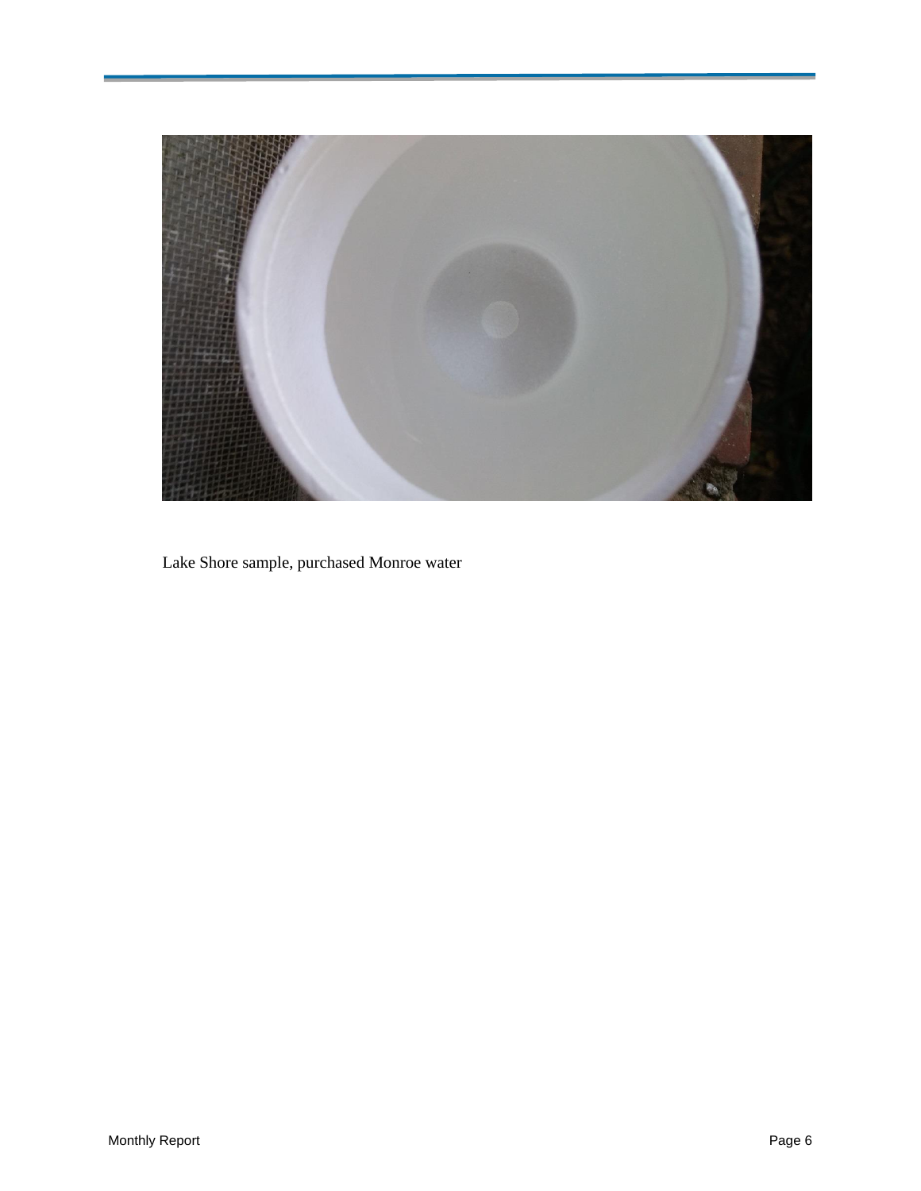Lake Shore sample, purchased Monroe water